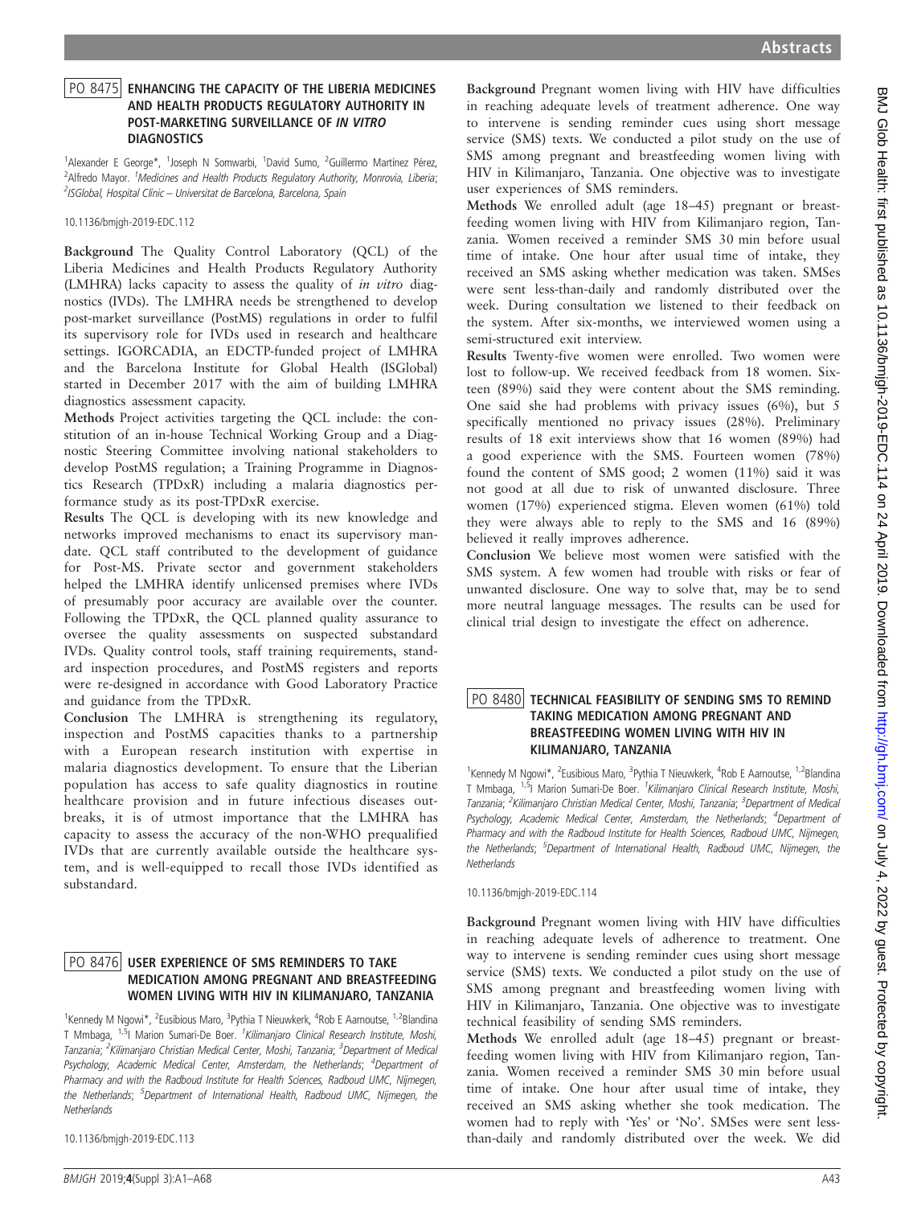## PO 8475 ENHANCING THE CAPACITY OF THE LIBERIA MEDICINES AND HEALTH PRODUCTS REGULATORY AUTHORITY IN POST-MARKETING SURVEILLANCE OF *IN VITRO* DIAGNOSTICS

[1]Alexander E George*, [1]Joseph N Somwarbi, [1]David Sumo, [2]Guillermo Martínez Pérez, [2]Alfredo Mayor. [1]*Medicines and Health Products Regulatory Authority, Monrovia, Liberia*; [2]*ISGlobal, Hospital Clínic – Universitat de Barcelona, Barcelona, Spain*

10.1136/bmjgh-2019-EDC.112

**Background** The Quality Control Laboratory (QCL) of the Liberia Medicines and Health Products Regulatory Authority (LMHRA) lacks capacity to assess the quality of *in vitro* diagnostics (IVDs). The LMHRA needs be strengthened to develop post-market surveillance (PostMS) regulations in order to fulfil its supervisory role for IVDs used in research and healthcare settings. IGORCADIA, an EDCTP-funded project of LMHRA and the Barcelona Institute for Global Health (ISGlobal) started in December 2017 with the aim of building LMHRA diagnostics assessment capacity.

**Methods** Project activities targeting the QCL include: the constitution of an in-house Technical Working Group and a Diagnostic Steering Committee involving national stakeholders to develop PostMS regulation; a Training Programme in Diagnostics Research (TPDxR) including a malaria diagnostics performance study as its post-TPDxR exercise.

**Results** The QCL is developing with its new knowledge and networks improved mechanisms to enact its supervisory mandate. QCL staff contributed to the development of guidance for Post-MS. Private sector and government stakeholders helped the LMHRA identify unlicensed premises where IVDs of presumably poor accuracy are available over the counter. Following the TPDxR, the QCL planned quality assurance to oversee the quality assessments on suspected substandard IVDs. Quality control tools, staff training requirements, standard inspection procedures, and PostMS registers and reports were re-designed in accordance with Good Laboratory Practice and guidance from the TPDxR.

**Conclusion** The LMHRA is strengthening its regulatory, inspection and PostMS capacities thanks to a partnership with a European research institution with expertise in malaria diagnostics development. To ensure that the Liberian population has access to safe quality diagnostics in routine healthcare provision and in future infectious diseases outbreaks, it is of utmost importance that the LMHRA has capacity to assess the accuracy of the non-WHO prequalified IVDs that are currently available outside the healthcare system, and is well-equipped to recall those IVDs identified as substandard.

## PO 8476 USER EXPERIENCE OF SMS REMINDERS TO TAKE MEDICATION AMONG PREGNANT AND BREASTFEEDING WOMEN LIVING WITH HIV IN KILIMANJARO, TANZANIA

[1]Kennedy M Ngowi*, [2]Eusibious Maro, [3]Pythia T Nieuwkerk, [4]Rob E Aarnoutse, [1,2]Blandina T Mmbaga, [1,5]I Marion Sumari-De Boer. [1]*Kilimanjaro Clinical Research Institute, Moshi, Tanzania*; [2]*Kilimanjaro Christian Medical Center, Moshi, Tanzania*; [3]*Department of Medical Psychology, Academic Medical Center, Amsterdam, the Netherlands*; [4]*Department of Pharmacy and with the Radboud Institute for Health Sciences, Radboud UMC, Nijmegen, the Netherlands*; [5]*Department of International Health, Radboud UMC, Nijmegen, the Netherlands*

10.1136/bmjgh-2019-EDC.113

**Background** Pregnant women living with HIV have difficulties in reaching adequate levels of treatment adherence. One way to intervene is sending reminder cues using short message service (SMS) texts. We conducted a pilot study on the use of SMS among pregnant and breastfeeding women living with HIV in Kilimanjaro, Tanzania. One objective was to investigate user experiences of SMS reminders.

**Methods** We enrolled adult (age 18–45) pregnant or breastfeeding women living with HIV from Kilimanjaro region, Tanzania. Women received a reminder SMS 30 min before usual time of intake. One hour after usual time of intake, they received an SMS asking whether medication was taken. SMSes were sent less-than-daily and randomly distributed over the week. During consultation we listened to their feedback on the system. After six-months, we interviewed women using a semi-structured exit interview.

**Results** Twenty-five women were enrolled. Two women were lost to follow-up. We received feedback from 18 women. Sixteen (89%) said they were content about the SMS reminding. One said she had problems with privacy issues (6%), but 5 specifically mentioned no privacy issues (28%). Preliminary results of 18 exit interviews show that 16 women (89%) had a good experience with the SMS. Fourteen women (78%) found the content of SMS good; 2 women (11%) said it was not good at all due to risk of unwanted disclosure. Three women (17%) experienced stigma. Eleven women (61%) told they were always able to reply to the SMS and 16 (89%) believed it really improves adherence.

**Conclusion** We believe most women were satisfied with the SMS system. A few women had trouble with risks or fear of unwanted disclosure. One way to solve that, may be to send more neutral language messages. The results can be used for clinical trial design to investigate the effect on adherence.

## PO 8480 TECHNICAL FEASIBILITY OF SENDING SMS TO REMIND TAKING MEDICATION AMONG PREGNANT AND BREASTFEEDING WOMEN LIVING WITH HIV IN KILIMANJARO, TANZANIA

[1]Kennedy M Ngowi*, [2]Eusibious Maro, [3]Pythia T Nieuwkerk, [4]Rob E Aarnoutse, [1,2]Blandina T Mmbaga, [1,5]I Marion Sumari-De Boer. [1]*Kilimanjaro Clinical Research Institute, Moshi, Tanzania*; [2]*Kilimanjaro Christian Medical Center, Moshi, Tanzania*; [3]*Department of Medical Psychology, Academic Medical Center, Amsterdam, the Netherlands*; [4]*Department of Pharmacy and with the Radboud Institute for Health Sciences, Radboud UMC, Nijmegen, the Netherlands*; [5]*Department of International Health, Radboud UMC, Nijmegen, the Netherlands*

10.1136/bmjgh-2019-EDC.114

**Background** Pregnant women living with HIV have difficulties in reaching adequate levels of adherence to treatment. One way to intervene is sending reminder cues using short message service (SMS) texts. We conducted a pilot study on the use of SMS among pregnant and breastfeeding women living with HIV in Kilimanjaro, Tanzania. One objective was to investigate technical feasibility of sending SMS reminders.

**Methods** We enrolled adult (age 18–45) pregnant or breastfeeding women living with HIV from Kilimanjaro region, Tanzania. Women received a reminder SMS 30 min before usual time of intake. One hour after usual time of intake, they received an SMS asking whether she took medication. The women had to reply with 'Yes' or 'No'. SMSes were sent less-than-daily and randomly distributed over the week. We did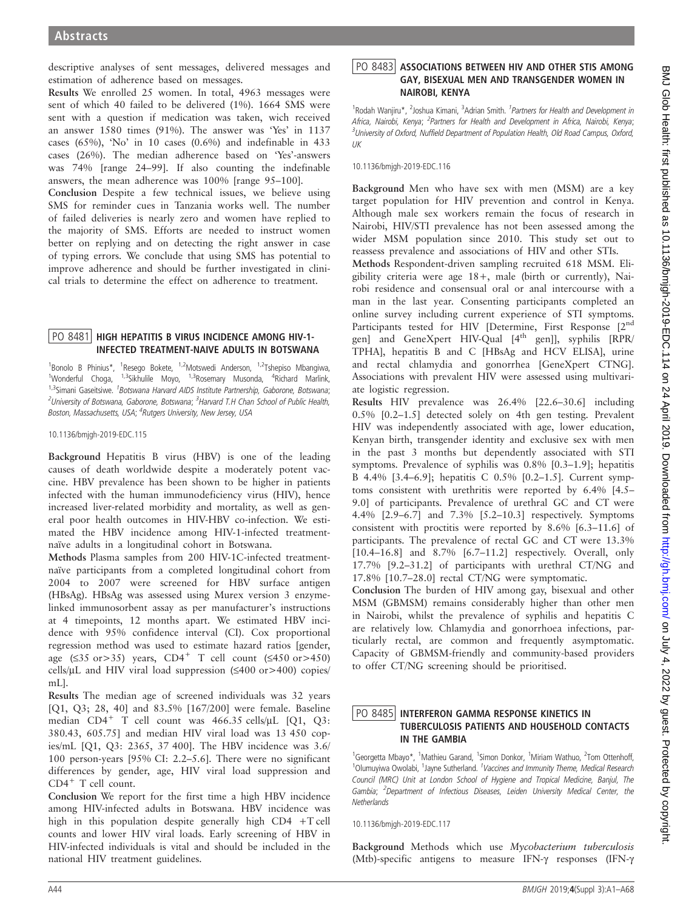descriptive analyses of sent messages, delivered messages and estimation of adherence based on messages.

**Results** We enrolled 25 women. In total, 4963 messages were sent of which 40 failed to be delivered (1%). 1664 SMS were sent with a question if medication was taken, wich received an answer 1580 times (91%). The answer was 'Yes' in 1137 cases (65%), 'No' in 10 cases (0.6%) and indefinable in 433 cases (26%). The median adherence based on 'Yes'-answers was 74% [range 24–99]. If also counting the indefinable answers, the mean adherence was 100% [range 95–100].

**Conclusion** Despite a few technical issues, we believe using SMS for reminder cues in Tanzania works well. The number of failed deliveries is nearly zero and women have replied to the majority of SMS. Efforts are needed to instruct women better on replying and on detecting the right answer in case of typing errors. We conclude that using SMS has potential to improve adherence and should be further investigated in clinical trials to determine the effect on adherence to treatment.

## PO 8481 HIGH HEPATITIS B VIRUS INCIDENCE AMONG HIV-1-INFECTED TREATMENT-NAIVE ADULTS IN BOTSWANA

[1]Bonolo B Phinius*, [1]Resego Bokete, [1,2]Motswedi Anderson, [1,2]Tshepiso Mbangiwa, [1]Wonderful Choga, [1,3]Sikhulile Moyo, [1,3]Rosemary Musonda, [4]Richard Marlink, [1,3]Simani Gaseitsiwe. [1]*Botswana Harvard AIDS Institute Partnership, Gaborone, Botswana*; [2]*University of Botswana, Gaborone, Botswana*; [3]*Harvard T.H Chan School of Public Health, Boston, Massachusetts, USA*; [4]*Rutgers University, New Jersey, USA*

10.1136/bmjgh-2019-EDC.115

**Background** Hepatitis B virus (HBV) is one of the leading causes of death worldwide despite a moderately potent vaccine. HBV prevalence has been shown to be higher in patients infected with the human immunodeficiency virus (HIV), hence increased liver-related morbidity and mortality, as well as general poor health outcomes in HIV-HBV co-infection. We estimated the HBV incidence among HIV-1-infected treatment-naïve adults in a longitudinal cohort in Botswana.

**Methods** Plasma samples from 200 HIV-1C-infected treatment-naïve participants from a completed longitudinal cohort from 2004 to 2007 were screened for HBV surface antigen (HBsAg). HBsAg was assessed using Murex version 3 enzyme-linked immunosorbent assay as per manufacturer's instructions at 4 timepoints, 12 months apart. We estimated HBV incidence with 95% confidence interval (CI). Cox proportional regression method was used to estimate hazard ratios [gender, age (≤35 or>35) years, $CD4^+$ T cell count (≤450 or>450) cells/μL and HIV viral load suppression (≤400 or>400) copies/mL].

**Results** The median age of screened individuals was 32 years [Q1, Q3; 28, 40] and 83.5% [167/200] were female. Baseline median $CD4^+$ T cell count was 466.35 cells/μL [Q1, Q3: 380.43, 605.75] and median HIV viral load was 13 450 copies/mL [Q1, Q3: 2365, 37 400]. The HBV incidence was 3.6/100 person-years [95% CI: 2.2–5.6]. There were no significant differences by gender, age, HIV viral load suppression and $CD4^+$ T cell count.

**Conclusion** We report for the first time a high HBV incidence among HIV-infected adults in Botswana. HBV incidence was high in this population despite generally high CD4 +T cell counts and lower HIV viral loads. Early screening of HBV in HIV-infected individuals is vital and should be included in the national HIV treatment guidelines.

## PO 8483 ASSOCIATIONS BETWEEN HIV AND OTHER STIS AMONG GAY, BISEXUAL MEN AND TRANSGENDER WOMEN IN NAIROBI, KENYA

[1]Rodah Wanjiru*, [2]Joshua Kimani, [3]Adrian Smith. [1]*Partners for Health and Development in Africa, Nairobi, Kenya*; [2]*Partners for Health and Development in Africa, Nairobi, Kenya*; [3]*University of Oxford, Nuffield Department of Population Health, Old Road Campus, Oxford, UK*

10.1136/bmjgh-2019-EDC.116

**Background** Men who have sex with men (MSM) are a key target population for HIV prevention and control in Kenya. Although male sex workers remain the focus of research in Nairobi, HIV/STI prevalence has not been assessed among the wider MSM population since 2010. This study set out to reassess prevalence and associations of HIV and other STIs.

**Methods** Respondent-driven sampling recruited 618 MSM. Eligibility criteria were age 18+, male (birth or currently), Nairobi residence and consensual oral or anal intercourse with a man in the last year. Consenting participants completed an online survey including current experience of STI symptoms. Participants tested for HIV [Determine, First Response [2nd gen] and GeneXpert HIV-Qual [4th gen]], syphilis [RPR/TPHA], hepatitis B and C [HBsAg and HCV ELISA], urine and rectal chlamydia and gonorrhea [GeneXpert CTNG]. Associations with prevalent HIV were assessed using multivariate logistic regression.

**Results** HIV prevalence was 26.4% [22.6–30.6] including 0.5% [0.2–1.5] detected solely on 4th gen testing. Prevalent HIV was independently associated with age, lower education, Kenyan birth, transgender identity and exclusive sex with men in the past 3 months but dependently associated with STI symptoms. Prevalence of syphilis was 0.8% [0.3–1.9]; hepatitis B 4.4% [3.4–6.9]; hepatitis C 0.5% [0.2–1.5]. Current symptoms consistent with urethritis were reported by 6.4% [4.5–9.0] of participants. Prevalence of urethral GC and CT were 4.4% [2.9–6.7] and 7.3% [5.2–10.3] respectively. Symptoms consistent with proctitis were reported by 8.6% [6.3–11.6] of participants. The prevalence of rectal GC and CT were 13.3% [10.4–16.8] and 8.7% [6.7–11.2] respectively. Overall, only 17.7% [9.2–31.2] of participants with urethral CT/NG and 17.8% [10.7–28.0] rectal CT/NG were symptomatic.

**Conclusion** The burden of HIV among gay, bisexual and other MSM (GBMSM) remains considerably higher than other men in Nairobi, whilst the prevalence of syphilis and hepatitis C are relatively low. Chlamydia and gonorrhoea infections, particularly rectal, are common and frequently asymptomatic. Capacity of GBMSM-friendly and community-based providers to offer CT/NG screening should be prioritised.

## PO 8485 INTERFERON GAMMA RESPONSE KINETICS IN TUBERCULOSIS PATIENTS AND HOUSEHOLD CONTACTS IN THE GAMBIA

[1]Georgetta Mbayo*, [1]Mathieu Garand, [1]Simon Donkor, [1]Miriam Wathuo, [2]Tom Ottenhoff, [1]Olumuyiwa Owolabi, [1]Jayne Sutherland. [1]*Vaccines and Immunity Theme, Medical Research Council (MRC) Unit at London School of Hygiene and Tropical Medicine, Banjul, The Gambia*; [2]*Department of Infectious Diseases, Leiden University Medical Center, the Netherlands*

10.1136/bmjgh-2019-EDC.117

**Background** Methods which use *Mycobacterium tuberculosis* (Mtb)-specific antigens to measure IFN-γ responses (IFN-γ